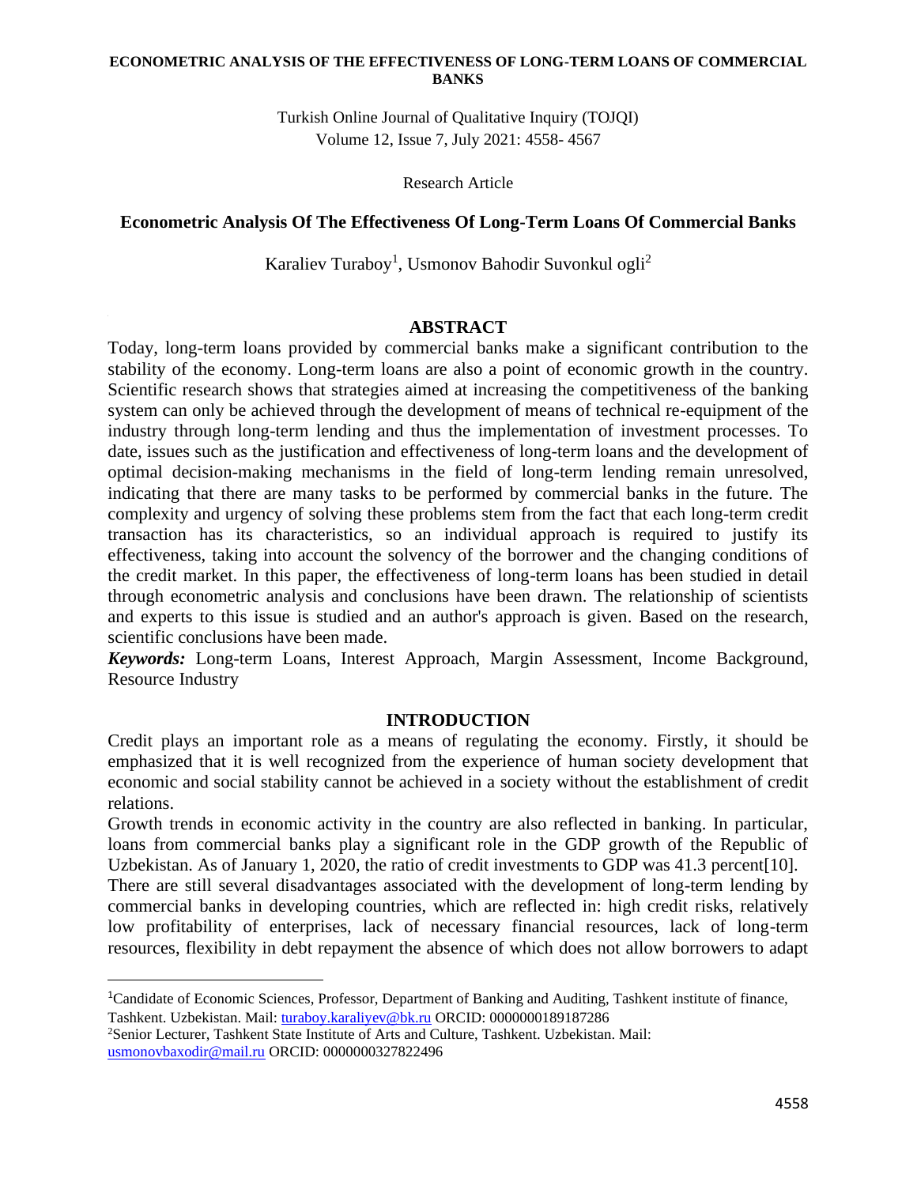**ECONOMETRIC ANALYSIS OF THE EFFECTIVENESS OF LONG-TERM LOANS OF COMMERCIAL BANKS**

Turkish Online Journal of Qualitative Inquiry (TOJQI)
Volume 12, Issue 7, July 2021: 4558- 4567

Research Article

# Econometric Analysis Of The Effectiveness Of Long-Term Loans Of Commercial Banks

Karaliev Turaboy[1], Usmonov Bahodir Suvonkul ogli[2]

## ABSTRACT

Today, long-term loans provided by commercial banks make a significant contribution to the stability of the economy. Long-term loans are also a point of economic growth in the country. Scientific research shows that strategies aimed at increasing the competitiveness of the banking system can only be achieved through the development of means of technical re-equipment of the industry through long-term lending and thus the implementation of investment processes. To date, issues such as the justification and effectiveness of long-term loans and the development of optimal decision-making mechanisms in the field of long-term lending remain unresolved, indicating that there are many tasks to be performed by commercial banks in the future. The complexity and urgency of solving these problems stem from the fact that each long-term credit transaction has its characteristics, so an individual approach is required to justify its effectiveness, taking into account the solvency of the borrower and the changing conditions of the credit market. In this paper, the effectiveness of long-term loans has been studied in detail through econometric analysis and conclusions have been drawn. The relationship of scientists and experts to this issue is studied and an author's approach is given. Based on the research, scientific conclusions have been made.

***Keywords:*** Long-term Loans, Interest Approach, Margin Assessment, Income Background, Resource Industry

## INTRODUCTION

Credit plays an important role as a means of regulating the economy. Firstly, it should be emphasized that it is well recognized from the experience of human society development that economic and social stability cannot be achieved in a society without the establishment of credit relations.

Growth trends in economic activity in the country are also reflected in banking. In particular, loans from commercial banks play a significant role in the GDP growth of the Republic of Uzbekistan. As of January 1, 2020, the ratio of credit investments to GDP was 41.3 percent[10].

There are still several disadvantages associated with the development of long-term lending by commercial banks in developing countries, which are reflected in: high credit risks, relatively low profitability of enterprises, lack of necessary financial resources, lack of long-term resources, flexibility in debt repayment the absence of which does not allow borrowers to adapt

---

[1]Candidate of Economic Sciences, Professor, Department of Banking and Auditing, Tashkent institute of finance, Tashkent. Uzbekistan. Mail: turaboy.karaliyev@bk.ru ORCID: 0000000189187286

[2]Senior Lecturer, Tashkent State Institute of Arts and Culture, Tashkent. Uzbekistan. Mail: usmonovbaxodir@mail.ru ORCID: 0000000327822496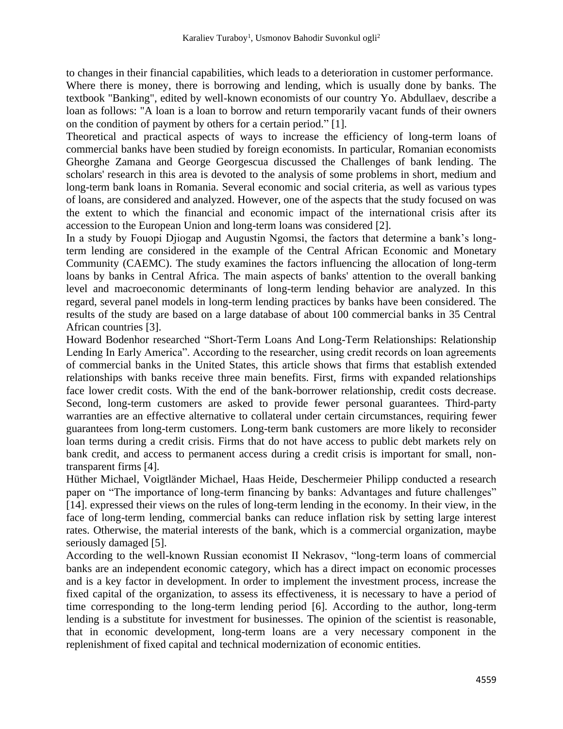to changes in their financial capabilities, which leads to a deterioration in customer performance.
Where there is money, there is borrowing and lending, which is usually done by banks. The textbook "Banking", edited by well-known economists of our country Yo. Abdullaev, describe a loan as follows: "A loan is a loan to borrow and return temporarily vacant funds of their owners on the condition of payment by others for a certain period." [1].

Theoretical and practical aspects of ways to increase the efficiency of long-term loans of commercial banks have been studied by foreign economists. In particular, Romanian economists Gheorghe Zamana and George Georgescua discussed the Challenges of bank lending. The scholars' research in this area is devoted to the analysis of some problems in short, medium and long-term bank loans in Romania. Several economic and social criteria, as well as various types of loans, are considered and analyzed. However, one of the aspects that the study focused on was the extent to which the financial and economic impact of the international crisis after its accession to the European Union and long-term loans was considered [2].

In a study by Fouopi Djiogap and Augustin Ngomsi, the factors that determine a bank's long-term lending are considered in the example of the Central African Economic and Monetary Community (CAEMC). The study examines the factors influencing the allocation of long-term loans by banks in Central Africa. The main aspects of banks' attention to the overall banking level and macroeconomic determinants of long-term lending behavior are analyzed. In this regard, several panel models in long-term lending practices by banks have been considered. The results of the study are based on a large database of about 100 commercial banks in 35 Central African countries [3].

Howard Bodenhor researched "Short-Term Loans And Long-Term Relationships: Relationship Lending In Early America". According to the researcher, using credit records on loan agreements of commercial banks in the United States, this article shows that firms that establish extended relationships with banks receive three main benefits. First, firms with expanded relationships face lower credit costs. With the end of the bank-borrower relationship, credit costs decrease. Second, long-term customers are asked to provide fewer personal guarantees. Third-party warranties are an effective alternative to collateral under certain circumstances, requiring fewer guarantees from long-term customers. Long-term bank customers are more likely to reconsider loan terms during a credit crisis. Firms that do not have access to public debt markets rely on bank credit, and access to permanent access during a credit crisis is important for small, non-transparent firms [4].

Hüther Michael, Voigtländer Michael, Haas Heide, Deschermeier Philipp conducted a research paper on "The importance of long-term financing by banks: Advantages and future challenges" [14]. expressed their views on the rules of long-term lending in the economy. In their view, in the face of long-term lending, commercial banks can reduce inflation risk by setting large interest rates. Otherwise, the material interests of the bank, which is a commercial organization, maybe seriously damaged [5].

According to the well-known Russian economist II Nekrasov, "long-term loans of commercial banks are an independent economic category, which has a direct impact on economic processes and is a key factor in development. In order to implement the investment process, increase the fixed capital of the organization, to assess its effectiveness, it is necessary to have a period of time corresponding to the long-term lending period [6]. According to the author, long-term lending is a substitute for investment for businesses. The opinion of the scientist is reasonable, that in economic development, long-term loans are a very necessary component in the replenishment of fixed capital and technical modernization of economic entities.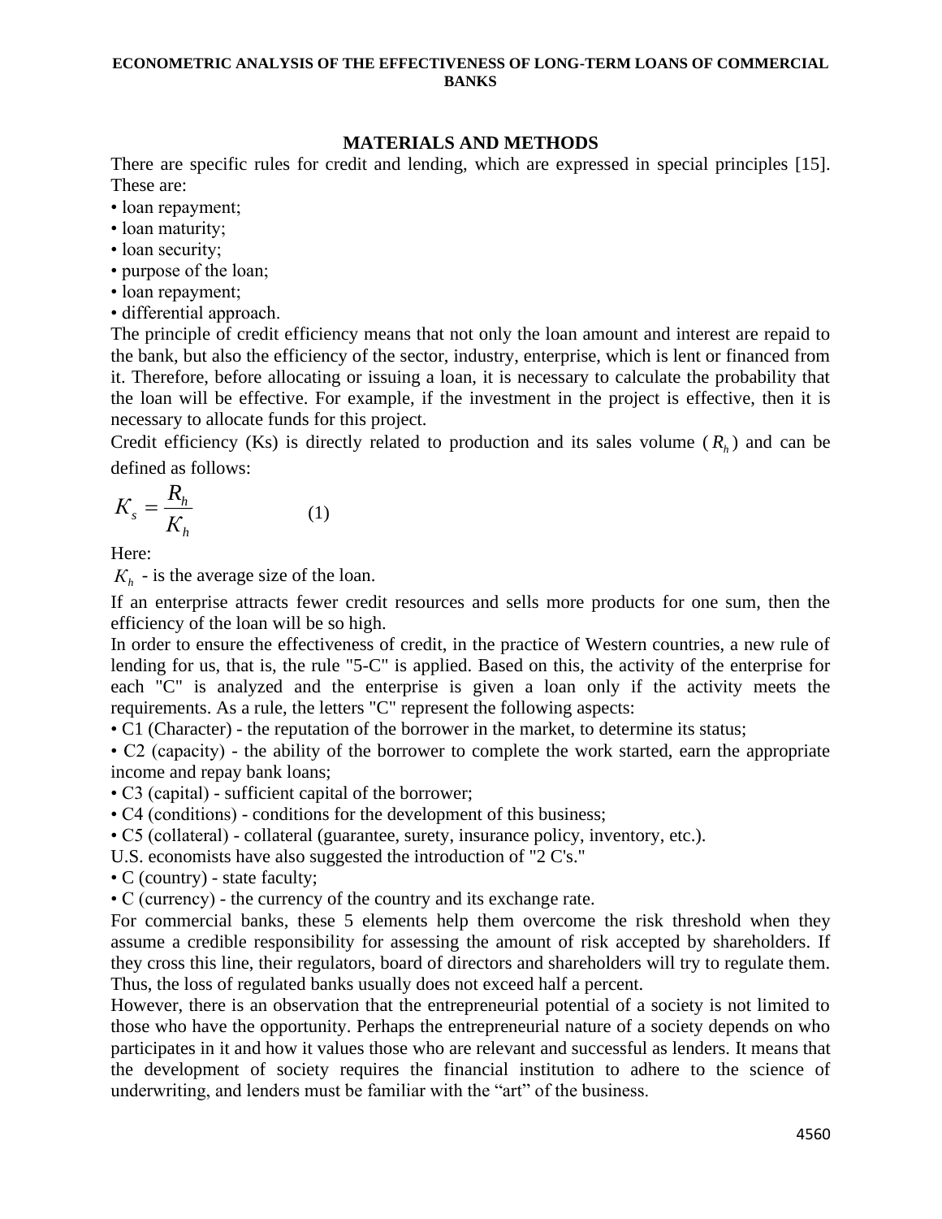## MATERIALS AND METHODS

There are specific rules for credit and lending, which are expressed in special principles [15]. These are:

- loan repayment;
- loan maturity;
- loan security;
- purpose of the loan;
- loan repayment;
- differential approach.

The principle of credit efficiency means that not only the loan amount and interest are repaid to the bank, but also the efficiency of the sector, industry, enterprise, which is lent or financed from it. Therefore, before allocating or issuing a loan, it is necessary to calculate the probability that the loan will be effective. For example, if the investment in the project is effective, then it is necessary to allocate funds for this project.

Credit efficiency (Ks) is directly related to production and its sales volume ($R_h$) and can be defined as follows:

$$K_s = \frac{R_h}{K_h} \qquad (1)$$

Here:

$K_h$ - is the average size of the loan.

If an enterprise attracts fewer credit resources and sells more products for one sum, then the efficiency of the loan will be so high.

In order to ensure the effectiveness of credit, in the practice of Western countries, a new rule of lending for us, that is, the rule "5-C" is applied. Based on this, the activity of the enterprise for each "C" is analyzed and the enterprise is given a loan only if the activity meets the requirements. As a rule, the letters "C" represent the following aspects:

- C1 (Character) - the reputation of the borrower in the market, to determine its status;
- C2 (capacity) - the ability of the borrower to complete the work started, earn the appropriate income and repay bank loans;
- C3 (capital) - sufficient capital of the borrower;
- C4 (conditions) - conditions for the development of this business;
- C5 (collateral) - collateral (guarantee, surety, insurance policy, inventory, etc.).

U.S. economists have also suggested the introduction of "2 C's."

- C (country) - state faculty;
- C (currency) - the currency of the country and its exchange rate.

For commercial banks, these 5 elements help them overcome the risk threshold when they assume a credible responsibility for assessing the amount of risk accepted by shareholders. If they cross this line, their regulators, board of directors and shareholders will try to regulate them. Thus, the loss of regulated banks usually does not exceed half a percent.

However, there is an observation that the entrepreneurial potential of a society is not limited to those who have the opportunity. Perhaps the entrepreneurial nature of a society depends on who participates in it and how it values those who are relevant and successful as lenders. It means that the development of society requires the financial institution to adhere to the science of underwriting, and lenders must be familiar with the “art” of the business.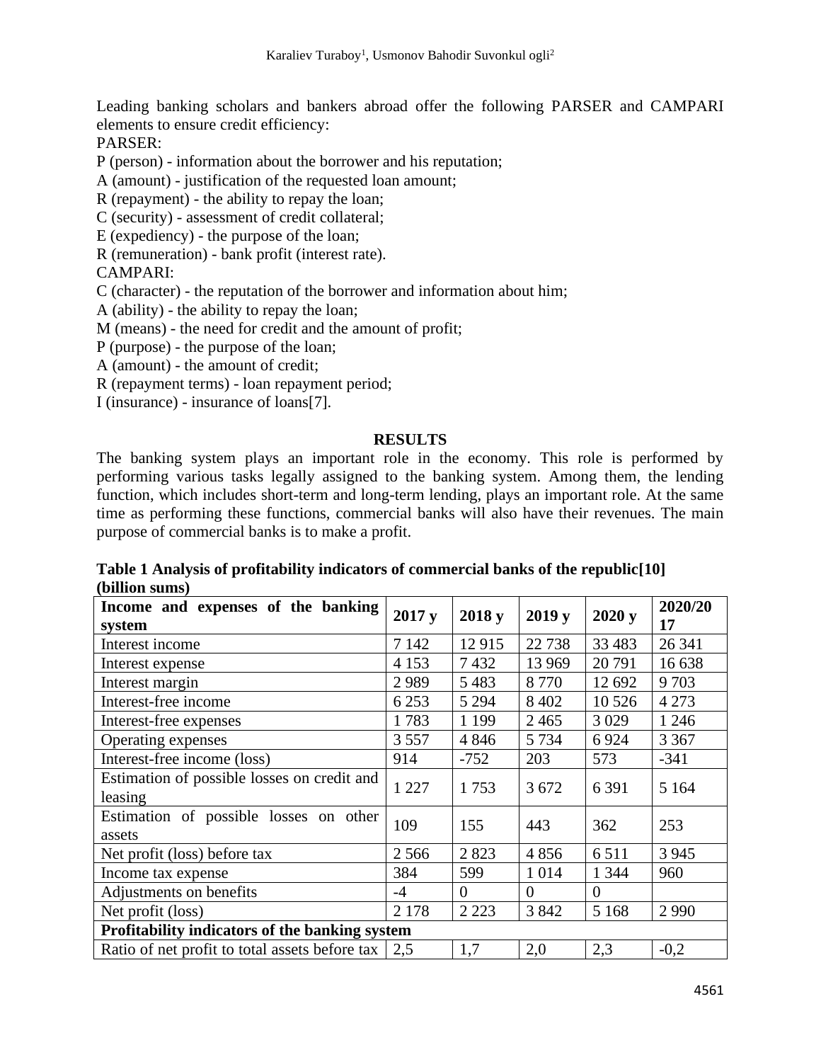Leading banking scholars and bankers abroad offer the following PARSER and CAMPARI elements to ensure credit efficiency:

PARSER:

P (person) - information about the borrower and his reputation;

A (amount) - justification of the requested loan amount;

R (repayment) - the ability to repay the loan;

C (security) - assessment of credit collateral;

E (expediency) - the purpose of the loan;

R (remuneration) - bank profit (interest rate).

CAMPARI:

C (character) - the reputation of the borrower and information about him;

A (ability) - the ability to repay the loan;

M (means) - the need for credit and the amount of profit;

P (purpose) - the purpose of the loan;

A (amount) - the amount of credit;

R (repayment terms) - loan repayment period;

I (insurance) - insurance of loans[7].

## RESULTS

The banking system plays an important role in the economy. This role is performed by performing various tasks legally assigned to the banking system. Among them, the lending function, which includes short-term and long-term lending, plays an important role. At the same time as performing these functions, commercial banks will also have their revenues. The main purpose of commercial banks is to make a profit.

**Table 1 Analysis of profitability indicators of commercial banks of the republic[10] (billion sums)**

| Income and expenses of the banking system | 2017 y | 2018 y | 2019 y | 2020 y | 2020/2017 |
|---|---|---|---|---|---|
| Interest income | 7 142 | 12 915 | 22 738 | 33 483 | 26 341 |
| Interest expense | 4 153 | 7 432 | 13 969 | 20 791 | 16 638 |
| Interest margin | 2 989 | 5 483 | 8 770 | 12 692 | 9 703 |
| Interest-free income | 6 253 | 5 294 | 8 402 | 10 526 | 4 273 |
| Interest-free expenses | 1 783 | 1 199 | 2 465 | 3 029 | 1 246 |
| Operating expenses | 3 557 | 4 846 | 5 734 | 6 924 | 3 367 |
| Interest-free income (loss) | 914 | -752 | 203 | 573 | -341 |
| Estimation of possible losses on credit and leasing | 1 227 | 1 753 | 3 672 | 6 391 | 5 164 |
| Estimation of possible losses on other assets | 109 | 155 | 443 | 362 | 253 |
| Net profit (loss) before tax | 2 566 | 2 823 | 4 856 | 6 511 | 3 945 |
| Income tax expense | 384 | 599 | 1 014 | 1 344 | 960 |
| Adjustments on benefits | -4 | 0 | 0 | 0 | |
| Net profit (loss) | 2 178 | 2 223 | 3 842 | 5 168 | 2 990 |
| **Profitability indicators of the banking system** | | | | | |
| Ratio of net profit to total assets before tax | 2,5 | 1,7 | 2,0 | 2,3 | -0,2 |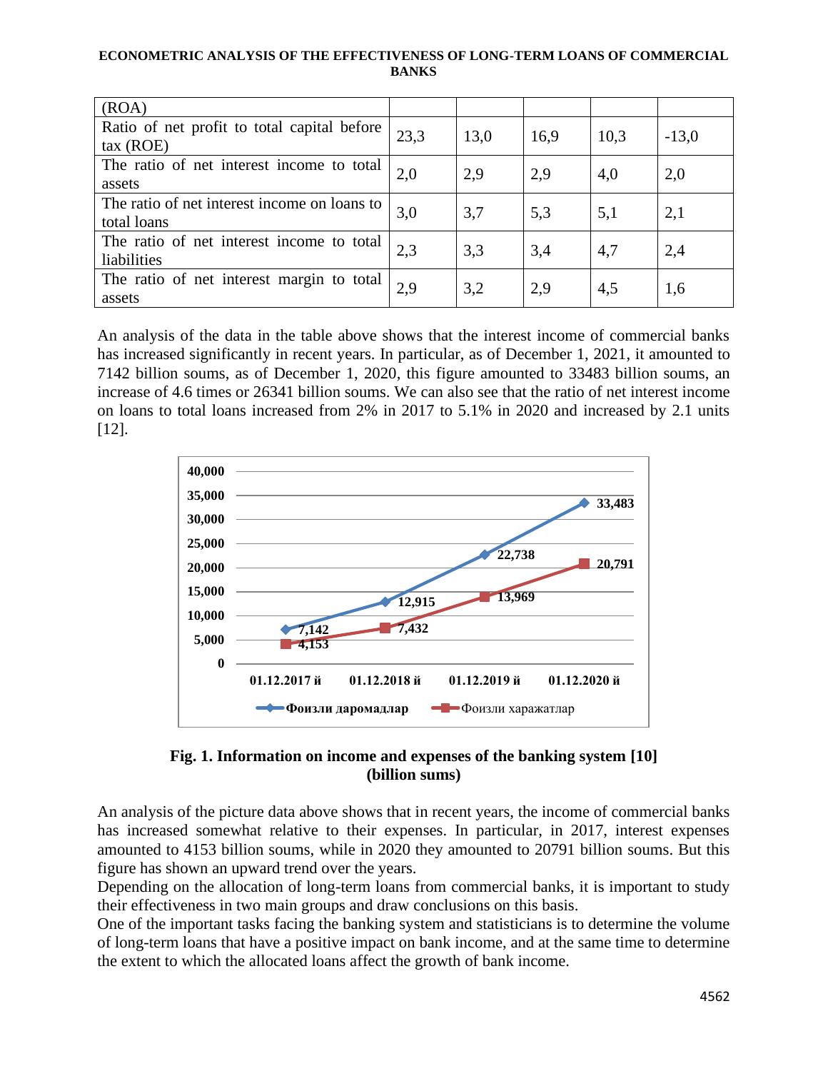| (ROA) | | | | | |
|---|---|---|---|---|---|
| Ratio of net profit to total capital before tax (ROE) | 23,3 | 13,0 | 16,9 | 10,3 | -13,0 |
| The ratio of net interest income to total assets | 2,0 | 2,9 | 2,9 | 4,0 | 2,0 |
| The ratio of net interest income on loans to total loans | 3,0 | 3,7 | 5,3 | 5,1 | 2,1 |
| The ratio of net interest income to total liabilities | 2,3 | 3,3 | 3,4 | 4,7 | 2,4 |
| The ratio of net interest margin to total assets | 2,9 | 3,2 | 2,9 | 4,5 | 1,6 |

An analysis of the data in the table above shows that the interest income of commercial banks has increased significantly in recent years. In particular, as of December 1, 2021, it amounted to 7142 billion soums, as of December 1, 2020, this figure amounted to 33483 billion soums, an increase of 4.6 times or 26341 billion soums. We can also see that the ratio of net interest income on loans to total loans increased from 2% in 2017 to 5.1% in 2020 and increased by 2.1 units [12].

| | 01.12.2017 й | 01.12.2018 й | 01.12.2019 й | 01.12.2020 й |
|---|---|---|---|---|
| Фоизли даромадлар | 7,142 | 12,915 | 22,738 | 33,483 |
| Фоизли харажатлар | 4,153 | 7,432 | 13,969 | 20,791 |

**Fig. 1. Information on income and expenses of the banking system [10] (billion sums)**

An analysis of the picture data above shows that in recent years, the income of commercial banks has increased somewhat relative to their expenses. In particular, in 2017, interest expenses amounted to 4153 billion soums, while in 2020 they amounted to 20791 billion soums. But this figure has shown an upward trend over the years.

Depending on the allocation of long-term loans from commercial banks, it is important to study their effectiveness in two main groups and draw conclusions on this basis.

One of the important tasks facing the banking system and statisticians is to determine the volume of long-term loans that have a positive impact on bank income, and at the same time to determine the extent to which the allocated loans affect the growth of bank income.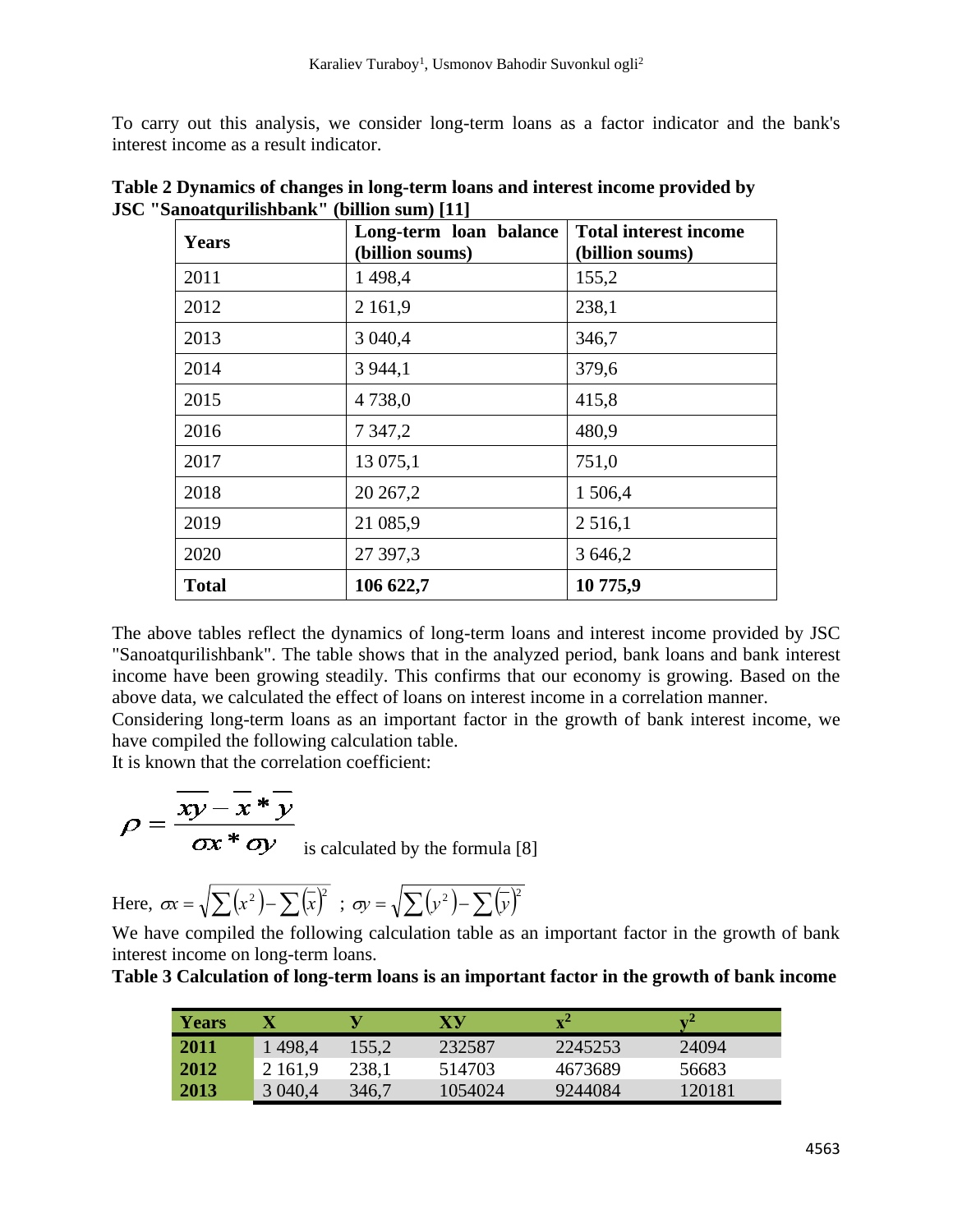To carry out this analysis, we consider long-term loans as a factor indicator and the bank's interest income as a result indicator.

**Table 2 Dynamics of changes in long-term loans and interest income provided by JSC "Sanoatqurilishbank" (billion sum) [11]**

| **Years** | **Long-term loan balance (billion soums)** | **Total interest income (billion soums)** |
|---|---|---|
| 2011 | 1 498,4 | 155,2 |
| 2012 | 2 161,9 | 238,1 |
| 2013 | 3 040,4 | 346,7 |
| 2014 | 3 944,1 | 379,6 |
| 2015 | 4 738,0 | 415,8 |
| 2016 | 7 347,2 | 480,9 |
| 2017 | 13 075,1 | 751,0 |
| 2018 | 20 267,2 | 1 506,4 |
| 2019 | 21 085,9 | 2 516,1 |
| 2020 | 27 397,3 | 3 646,2 |
| **Total** | **106 622,7** | **10 775,9** |

The above tables reflect the dynamics of long-term loans and interest income provided by JSC "Sanoatqurilishbank". The table shows that in the analyzed period, bank loans and bank interest income have been growing steadily. This confirms that our economy is growing. Based on the above data, we calculated the effect of loans on interest income in a correlation manner.

Considering long-term loans as an important factor in the growth of bank interest income, we have compiled the following calculation table.

It is known that the correlation coefficient:

$$\rho = \frac{\overline{xy} - \overline{x} * \overline{y}}{\sigma x * \sigma y}$$

is calculated by the formula [8]

Here, $\sigma x = \sqrt{\sum\left(x^2\right) - \sum\left(\overline{x}\right)^2}$ ; $\sigma y = \sqrt{\sum\left(y^2\right) - \sum\left(\overline{y}\right)^2}$

We have compiled the following calculation table as an important factor in the growth of bank interest income on long-term loans.

**Table 3 Calculation of long-term loans is an important factor in the growth of bank income**

| **Years** | **X** | **Y** | **XY** | **x²** | **y²** |
|---|---|---|---|---|---|
| **2011** | 1 498,4 | 155,2 | 232587 | 2245253 | 24094 |
| **2012** | 2 161,9 | 238,1 | 514703 | 4673689 | 56683 |
| **2013** | 3 040,4 | 346,7 | 1054024 | 9244084 | 120181 |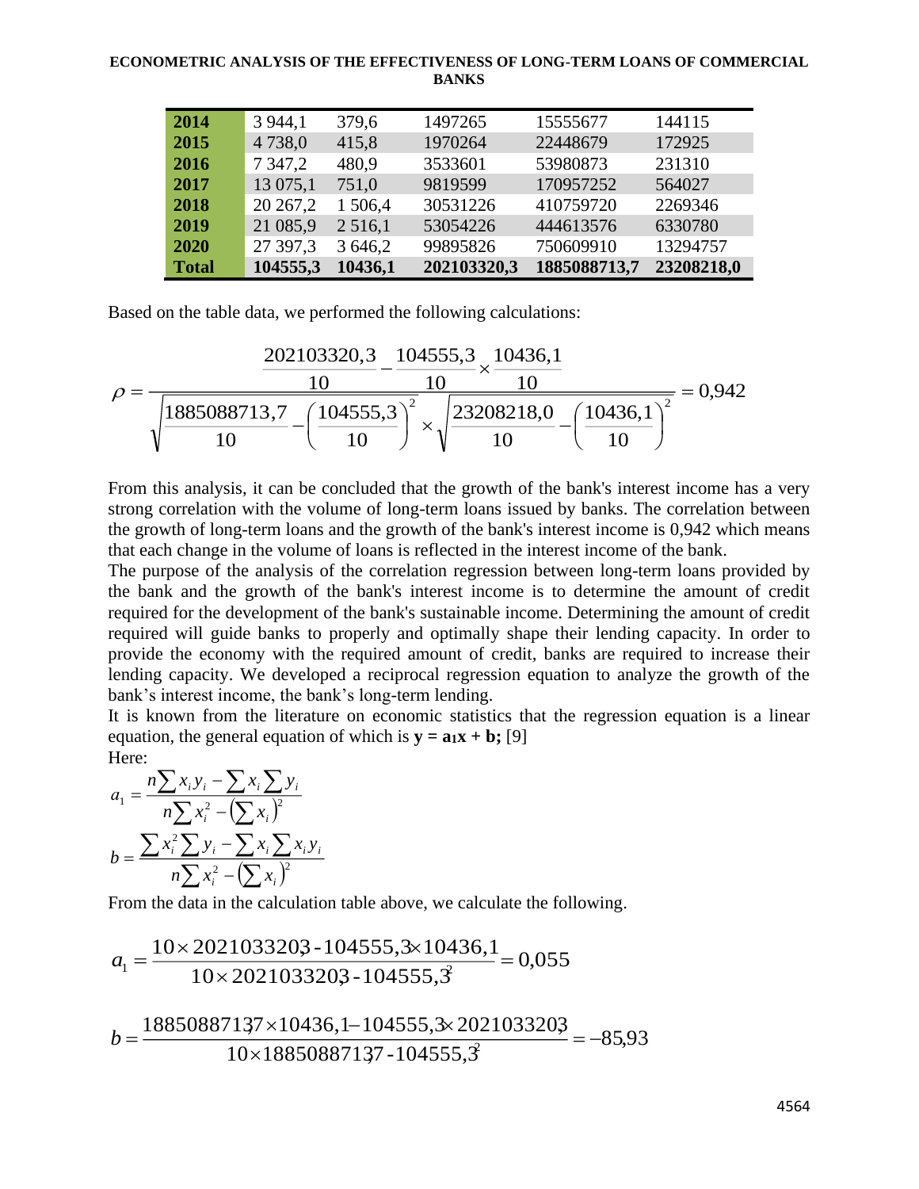| 2014 | 3 944,1 | 379,6 | 1497265 | 15555677 | 144115 |
|---|---|---|---|---|---|
| 2015 | 4 738,0 | 415,8 | 1970264 | 22448679 | 172925 |
| 2016 | 7 347,2 | 480,9 | 3533601 | 53980873 | 231310 |
| 2017 | 13 075,1 | 751,0 | 9819599 | 170957252 | 564027 |
| 2018 | 20 267,2 | 1 506,4 | 30531226 | 410759720 | 2269346 |
| 2019 | 21 085,9 | 2 516,1 | 53054226 | 444613576 | 6330780 |
| 2020 | 27 397,3 | 3 646,2 | 99895826 | 750609910 | 13294757 |
| **Total** | **104555,3** | **10436,1** | **202103320,3** | **1885088713,7** | **23208218,0** |

Based on the table data, we performed the following calculations:

$$\rho = \frac{\frac{202103320{,}3}{10} - \frac{104555{,}3}{10} \times \frac{10436{,}1}{10}}{\sqrt{\frac{1885088713{,}7}{10} - \left(\frac{104555{,}3}{10}\right)^2} \times \sqrt{\frac{23208218{,}0}{10} - \left(\frac{10436{,}1}{10}\right)^2}} = 0{,}942$$

From this analysis, it can be concluded that the growth of the bank's interest income has a very strong correlation with the volume of long-term loans issued by banks. The correlation between the growth of long-term loans and the growth of the bank's interest income is 0,942 which means that each change in the volume of loans is reflected in the interest income of the bank.

The purpose of the analysis of the correlation regression between long-term loans provided by the bank and the growth of the bank's interest income is to determine the amount of credit required for the development of the bank's sustainable income. Determining the amount of credit required will guide banks to properly and optimally shape their lending capacity. In order to provide the economy with the required amount of credit, banks are required to increase their lending capacity. We developed a reciprocal regression equation to analyze the growth of the bank's interest income, the bank's long-term lending.

It is known from the literature on economic statistics that the regression equation is a linear equation, the general equation of which is $\mathbf{y = a_1x + b}$; [9]

Here:

$$a_1 = \frac{n\sum x_i y_i - \sum x_i \sum y_i}{n\sum x_i^2 - \left(\sum x_i\right)^2}$$

$$b = \frac{\sum x_i^2 \sum y_i - \sum x_i \sum x_i y_i}{n\sum x_i^2 - \left(\sum x_i\right)^2}$$

From the data in the calculation table above, we calculate the following.

$$a_1 = \frac{10 \times 202103320{,}3 - 104555{,}3 \times 10436{,}1}{10 \times 202103320{,}3 - 104555{,}3^2} = 0{,}055$$

$$b = \frac{1885088713{,}7 \times 10436{,}1 - 104555{,}3 \times 202103320{,}3}{10 \times 1885088713{,}7 - 104555{,}3^2} = -85{,}93$$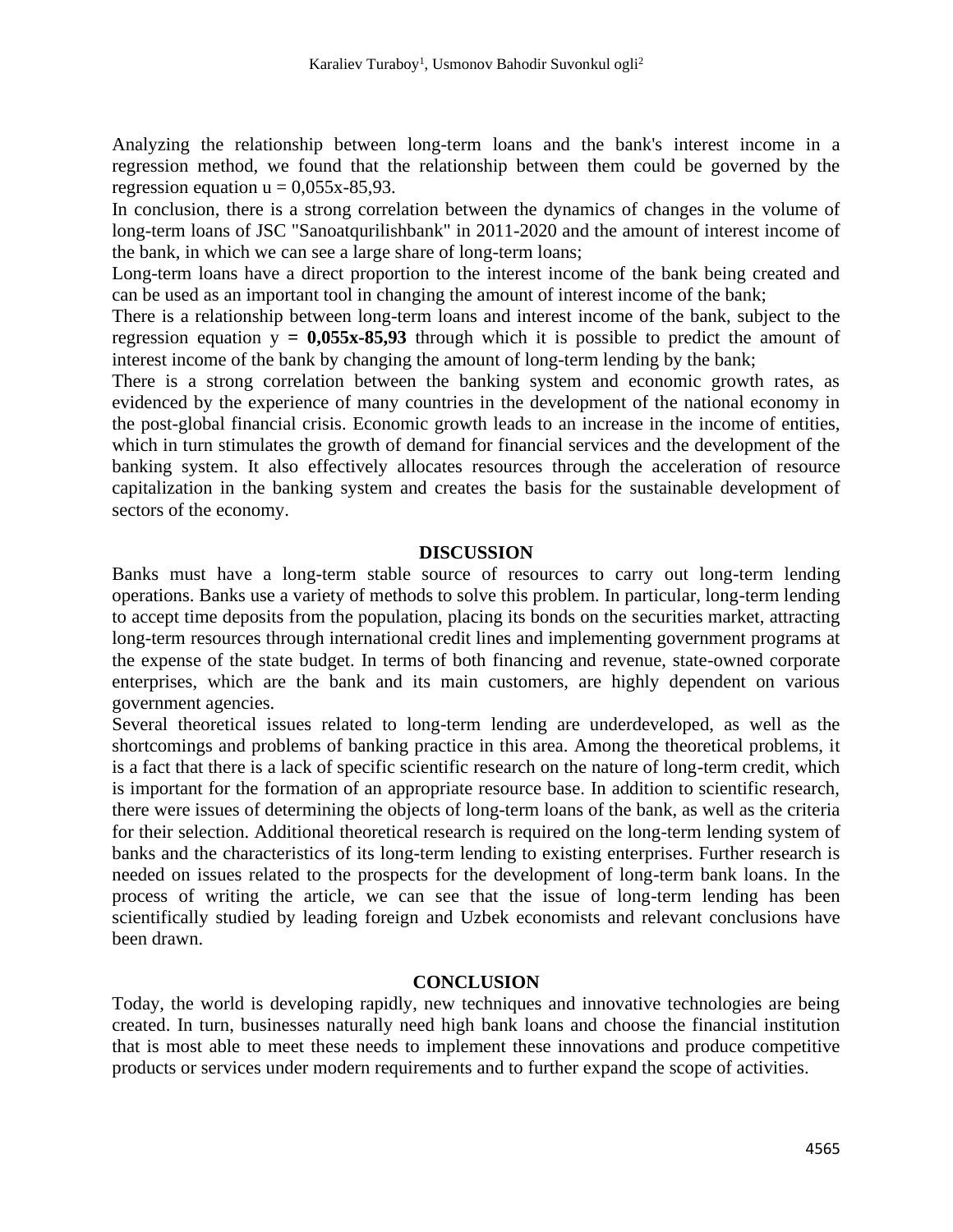Analyzing the relationship between long-term loans and the bank's interest income in a regression method, we found that the relationship between them could be governed by the regression equation $u = 0{,}055x\text{-}85{,}93$.

In conclusion, there is a strong correlation between the dynamics of changes in the volume of long-term loans of JSC "Sanoatqurilishbank" in 2011-2020 and the amount of interest income of the bank, in which we can see a large share of long-term loans;

Long-term loans have a direct proportion to the interest income of the bank being created and can be used as an important tool in changing the amount of interest income of the bank;

There is a relationship between long-term loans and interest income of the bank, subject to the regression equation $y$ **= 0,055x-85,93** through which it is possible to predict the amount of interest income of the bank by changing the amount of long-term lending by the bank;

There is a strong correlation between the banking system and economic growth rates, as evidenced by the experience of many countries in the development of the national economy in the post-global financial crisis. Economic growth leads to an increase in the income of entities, which in turn stimulates the growth of demand for financial services and the development of the banking system. It also effectively allocates resources through the acceleration of resource capitalization in the banking system and creates the basis for the sustainable development of sectors of the economy.

## DISCUSSION

Banks must have a long-term stable source of resources to carry out long-term lending operations. Banks use a variety of methods to solve this problem. In particular, long-term lending to accept time deposits from the population, placing its bonds on the securities market, attracting long-term resources through international credit lines and implementing government programs at the expense of the state budget. In terms of both financing and revenue, state-owned corporate enterprises, which are the bank and its main customers, are highly dependent on various government agencies.

Several theoretical issues related to long-term lending are underdeveloped, as well as the shortcomings and problems of banking practice in this area. Among the theoretical problems, it is a fact that there is a lack of specific scientific research on the nature of long-term credit, which is important for the formation of an appropriate resource base. In addition to scientific research, there were issues of determining the objects of long-term loans of the bank, as well as the criteria for their selection. Additional theoretical research is required on the long-term lending system of banks and the characteristics of its long-term lending to existing enterprises. Further research is needed on issues related to the prospects for the development of long-term bank loans. In the process of writing the article, we can see that the issue of long-term lending has been scientifically studied by leading foreign and Uzbek economists and relevant conclusions have been drawn.

## CONCLUSION

Today, the world is developing rapidly, new techniques and innovative technologies are being created. In turn, businesses naturally need high bank loans and choose the financial institution that is most able to meet these needs to implement these innovations and produce competitive products or services under modern requirements and to further expand the scope of activities.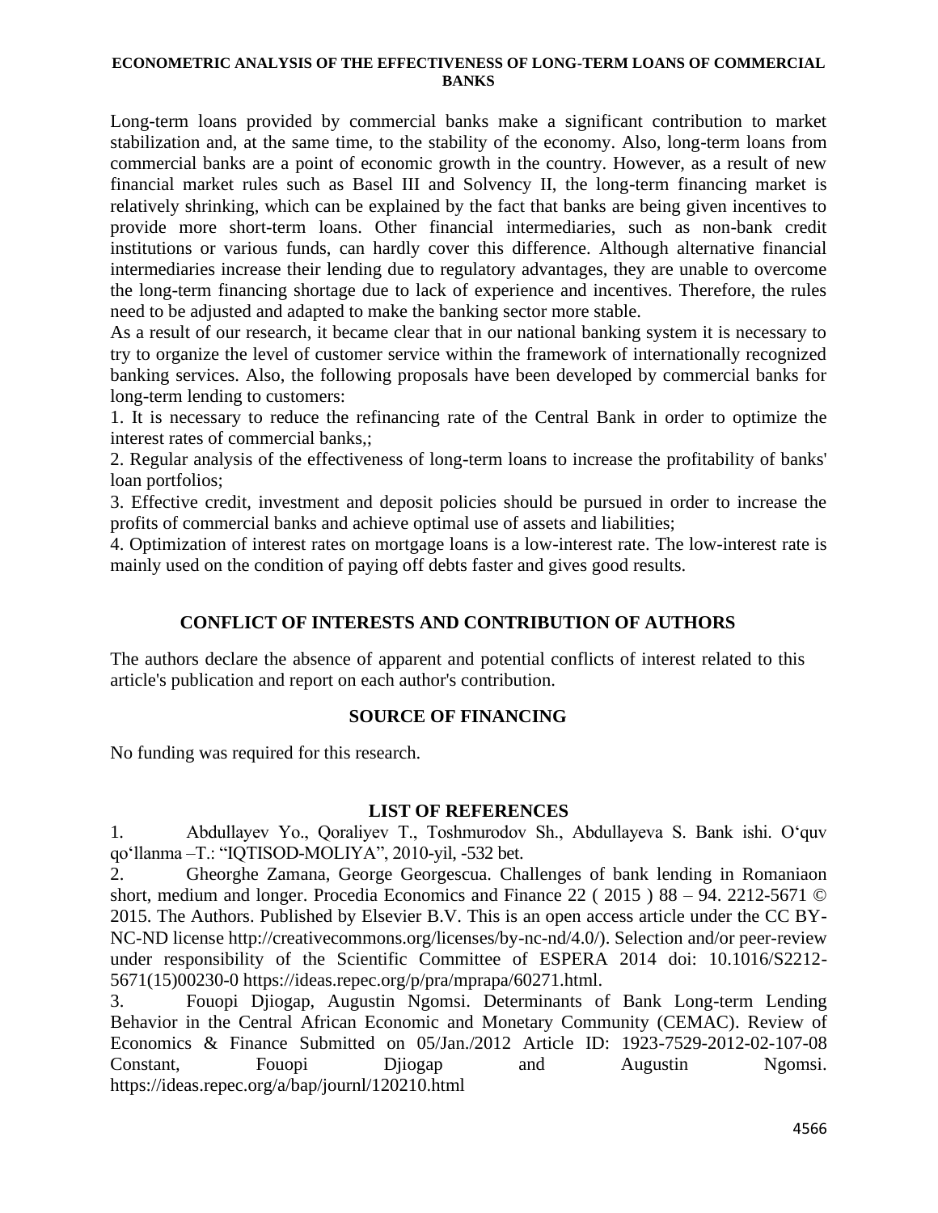Long-term loans provided by commercial banks make a significant contribution to market stabilization and, at the same time, to the stability of the economy. Also, long-term loans from commercial banks are a point of economic growth in the country. However, as a result of new financial market rules such as Basel III and Solvency II, the long-term financing market is relatively shrinking, which can be explained by the fact that banks are being given incentives to provide more short-term loans. Other financial intermediaries, such as non-bank credit institutions or various funds, can hardly cover this difference. Although alternative financial intermediaries increase their lending due to regulatory advantages, they are unable to overcome the long-term financing shortage due to lack of experience and incentives. Therefore, the rules need to be adjusted and adapted to make the banking sector more stable.

As a result of our research, it became clear that in our national banking system it is necessary to try to organize the level of customer service within the framework of internationally recognized banking services. Also, the following proposals have been developed by commercial banks for long-term lending to customers:

1. It is necessary to reduce the refinancing rate of the Central Bank in order to optimize the interest rates of commercial banks,;
2. Regular analysis of the effectiveness of long-term loans to increase the profitability of banks' loan portfolios;
3. Effective credit, investment and deposit policies should be pursued in order to increase the profits of commercial banks and achieve optimal use of assets and liabilities;
4. Optimization of interest rates on mortgage loans is a low-interest rate. The low-interest rate is mainly used on the condition of paying off debts faster and gives good results.

## CONFLICT OF INTERESTS AND CONTRIBUTION OF AUTHORS

The authors declare the absence of apparent and potential conflicts of interest related to this article's publication and report on each author's contribution.

## SOURCE OF FINANCING

No funding was required for this research.

## LIST OF REFERENCES

1. Abdullayev Yo., Qoraliyev T., Toshmurodov Sh., Abdullayeva S. Bank ishi. O‘quv qo‘llanma –T.: “IQTISOD-MOLIYA”, 2010-yil, -532 bet.
2. Gheorghe Zamana, George Georgescua. Challenges of bank lending in Romaniaon short, medium and longer. Procedia Economics and Finance 22 ( 2015 ) 88 – 94. 2212-5671 © 2015. The Authors. Published by Elsevier B.V. This is an open access article under the CC BY-NC-ND license http://creativecommons.org/licenses/by-nc-nd/4.0/). Selection and/or peer-review under responsibility of the Scientific Committee of ESPERA 2014 doi: 10.1016/S2212-5671(15)00230-0 https://ideas.repec.org/p/pra/mprapa/60271.html.
3. Fouopi Djiogap, Augustin Ngomsi. Determinants of Bank Long-term Lending Behavior in the Central African Economic and Monetary Community (CEMAC). Review of Economics & Finance Submitted on 05/Jan./2012 Article ID: 1923-7529-2012-02-107-08 Constant, Fouopi Djiogap and Augustin Ngomsi. https://ideas.repec.org/a/bap/journl/120210.html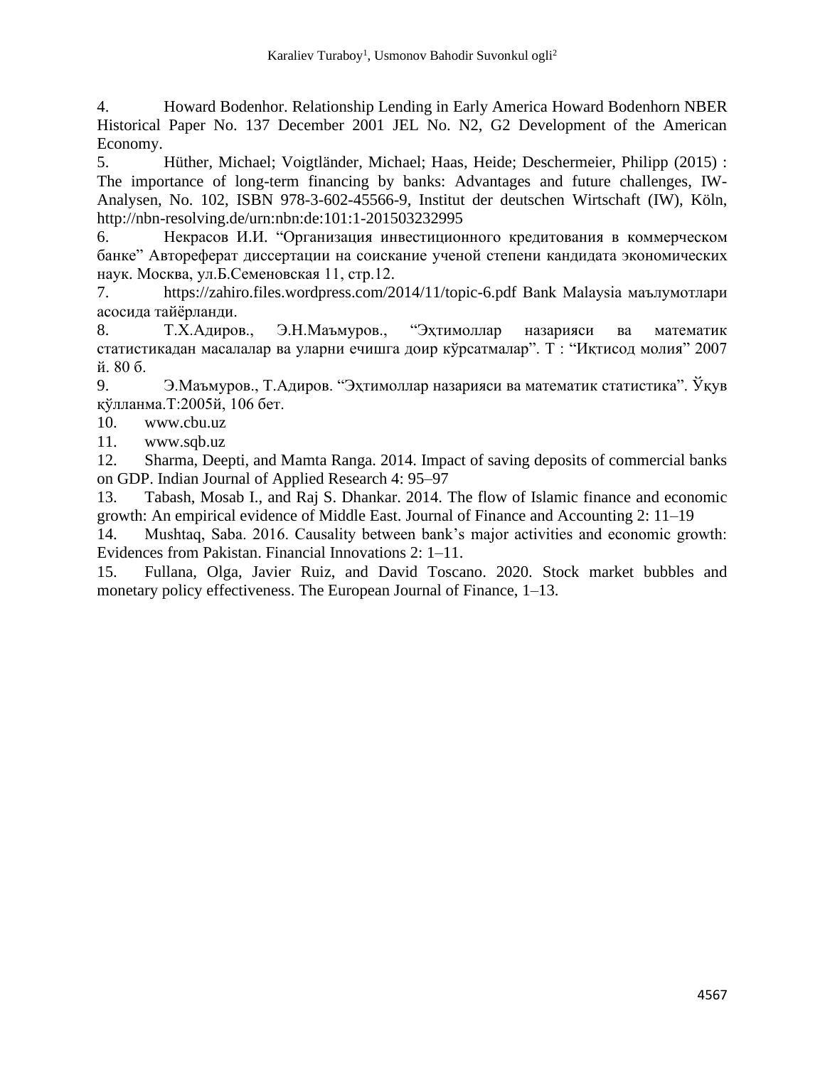4. Howard Bodenhor. Relationship Lending in Early America Howard Bodenhorn NBER Historical Paper No. 137 December 2001 JEL No. N2, G2 Development of the American Economy.
5. Hüther, Michael; Voigtländer, Michael; Haas, Heide; Deschermeier, Philipp (2015) : The importance of long-term financing by banks: Advantages and future challenges, IW-Analysen, No. 102, ISBN 978-3-602-45566-9, Institut der deutschen Wirtschaft (IW), Köln, http://nbn-resolving.de/urn:nbn:de:101:1-201503232995
6. Некрасов И.И. "Организация инвестиционного кредитования в коммерческом банке" Автореферат диссертации на соискание ученой степени кандидата экономических наук. Москва, ул.Б.Семеновская 11, стр.12.
7. https://zahiro.files.wordpress.com/2014/11/topic-6.pdf Bank Malaysia маълумотлари асосида тайёрланди.
8. Т.Х.Адиров., Э.Н.Маъмуров., "Эҳтимоллар назарияси ва математик статистикадан масалалар ва уларни ечишга доир кўрсатмалар". Т : "Иқтисод молия" 2007 й. 80 б.
9. Э.Маъмуров., Т.Адиров. "Эҳтимоллар назарияси ва математик статистика". Ўқув қўлланма.Т:2005й, 106 бет.
10. www.cbu.uz
11. www.sqb.uz
12. Sharma, Deepti, and Mamta Ranga. 2014. Impact of saving deposits of commercial banks on GDP. Indian Journal of Applied Research 4: 95–97
13. Tabash, Mosab I., and Raj S. Dhankar. 2014. The flow of Islamic finance and economic growth: An empirical evidence of Middle East. Journal of Finance and Accounting 2: 11–19
14. Mushtaq, Saba. 2016. Causality between bank's major activities and economic growth: Evidences from Pakistan. Financial Innovations 2: 1–11.
15. Fullana, Olga, Javier Ruiz, and David Toscano. 2020. Stock market bubbles and monetary policy effectiveness. The European Journal of Finance, 1–13.